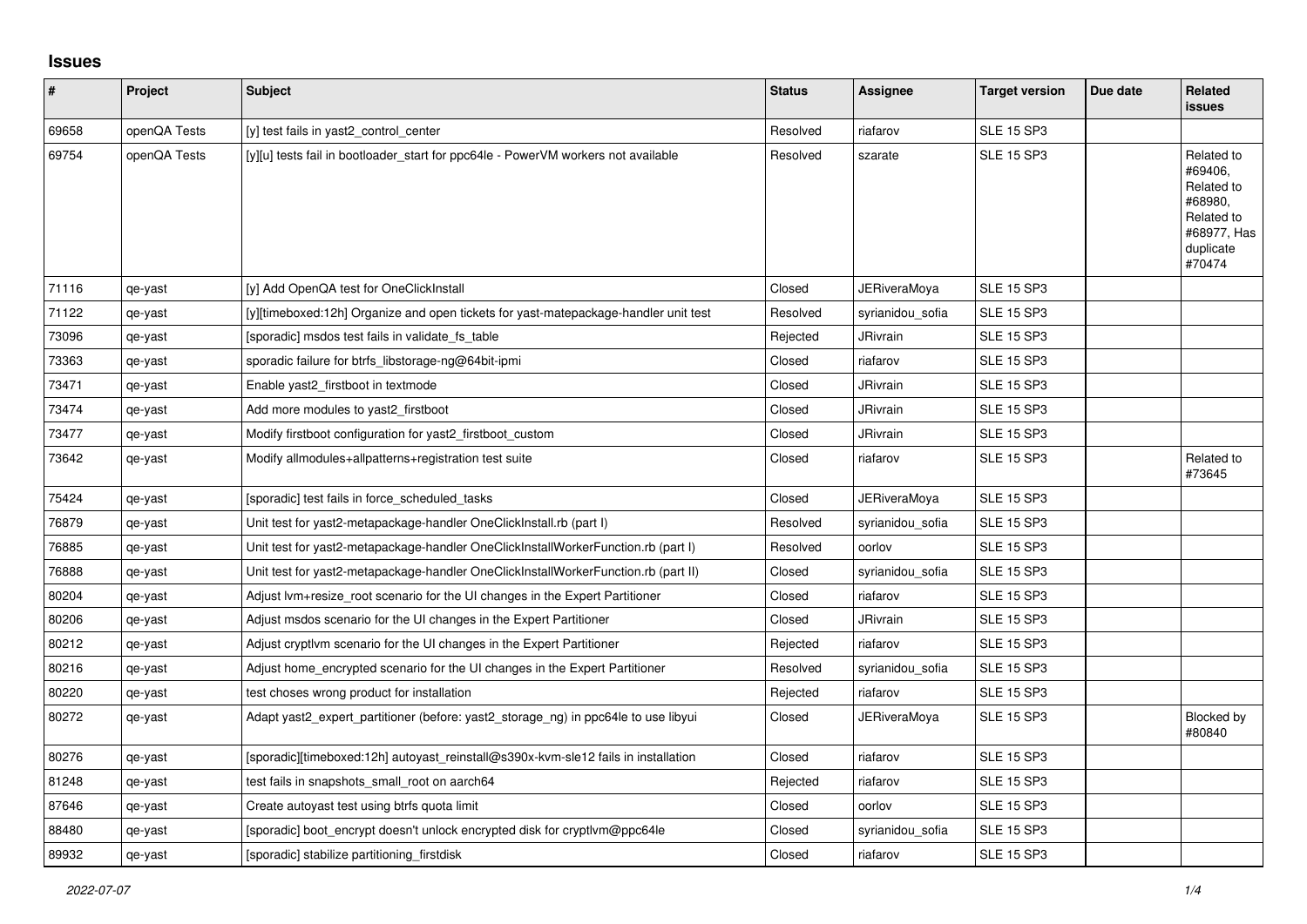## Issues

| # | Project | Subject | Status | Assignee | Target version | Due date | Related issues |
|---|---|---|---|---|---|---|---|
| 69658 | openQA Tests | [y] test fails in yast2_control_center | Resolved | riafarov | SLE 15 SP3 | | |
| 69754 | openQA Tests | [y][u] tests fail in bootloader_start for ppc64le - PowerVM workers not available | Resolved | szarate | SLE 15 SP3 | | Related to #69406, Related to #68980, Related to #68977, Has duplicate #70474 |
| 71116 | qe-yast | [y] Add OpenQA test for OneClickInstall | Closed | JERiveraMoya | SLE 15 SP3 | | |
| 71122 | qe-yast | [y][timeboxed:12h] Organize and open tickets for yast-matepackage-handler unit test | Resolved | syrianidou_sofia | SLE 15 SP3 | | |
| 73096 | qe-yast | [sporadic] msdos test fails in validate_fs_table | Rejected | JRivrain | SLE 15 SP3 | | |
| 73363 | qe-yast | sporadic failure for btrfs_libstorage-ng@64bit-ipmi | Closed | riafarov | SLE 15 SP3 | | |
| 73471 | qe-yast | Enable yast2_firstboot in textmode | Closed | JRivrain | SLE 15 SP3 | | |
| 73474 | qe-yast | Add more modules to yast2_firstboot | Closed | JRivrain | SLE 15 SP3 | | |
| 73477 | qe-yast | Modify firstboot configuration for yast2_firstboot_custom | Closed | JRivrain | SLE 15 SP3 | | |
| 73642 | qe-yast | Modify allmodules+allpatterns+registration test suite | Closed | riafarov | SLE 15 SP3 | | Related to #73645 |
| 75424 | qe-yast | [sporadic] test fails in force_scheduled_tasks | Closed | JERiveraMoya | SLE 15 SP3 | | |
| 76879 | qe-yast | Unit test for yast2-metapackage-handler OneClickInstall.rb (part I) | Resolved | syrianidou_sofia | SLE 15 SP3 | | |
| 76885 | qe-yast | Unit test for yast2-metapackage-handler OneClickInstallWorkerFunction.rb (part I) | Resolved | oorlov | SLE 15 SP3 | | |
| 76888 | qe-yast | Unit test for yast2-metapackage-handler OneClickInstallWorkerFunction.rb (part II) | Closed | syrianidou_sofia | SLE 15 SP3 | | |
| 80204 | qe-yast | Adjust lvm+resize_root scenario for the UI changes in the Expert Partitioner | Closed | riafarov | SLE 15 SP3 | | |
| 80206 | qe-yast | Adjust msdos scenario for the UI changes in the Expert Partitioner | Closed | JRivrain | SLE 15 SP3 | | |
| 80212 | qe-yast | Adjust cryptlvm scenario for the UI changes in the Expert Partitioner | Rejected | riafarov | SLE 15 SP3 | | |
| 80216 | qe-yast | Adjust home_encrypted scenario for the UI changes in the Expert Partitioner | Resolved | syrianidou_sofia | SLE 15 SP3 | | |
| 80220 | qe-yast | test choses wrong product for installation | Rejected | riafarov | SLE 15 SP3 | | |
| 80272 | qe-yast | Adapt yast2_expert_partitioner (before: yast2_storage_ng) in ppc64le to use libyui | Closed | JERiveraMoya | SLE 15 SP3 | | Blocked by #80840 |
| 80276 | qe-yast | [sporadic][timeboxed:12h] autoyast_reinstall@s390x-kvm-sle12 fails in installation | Closed | riafarov | SLE 15 SP3 | | |
| 81248 | qe-yast | test fails in snapshots_small_root on aarch64 | Rejected | riafarov | SLE 15 SP3 | | |
| 87646 | qe-yast | Create autoyast test using btrfs quota limit | Closed | oorlov | SLE 15 SP3 | | |
| 88480 | qe-yast | [sporadic] boot_encrypt doesn't unlock encrypted disk for cryptlvm@ppc64le | Closed | syrianidou_sofia | SLE 15 SP3 | | |
| 89932 | qe-yast | [sporadic] stabilize partitioning_firstdisk | Closed | riafarov | SLE 15 SP3 | | |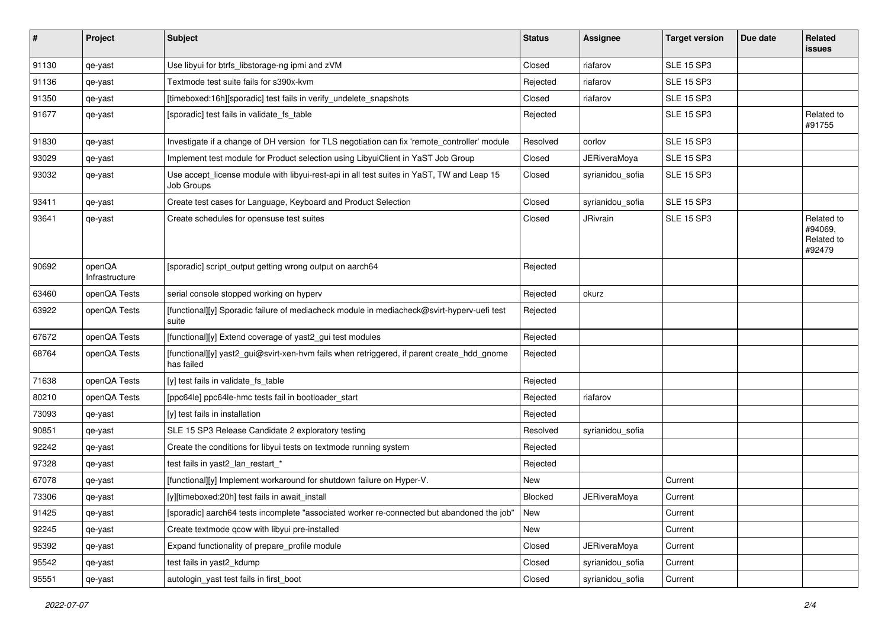| # | Project | Subject | Status | Assignee | Target version | Due date | Related issues |
|---|---|---|---|---|---|---|---|
| 91130 | qe-yast | Use libyui for btrfs_libstorage-ng ipmi and zVM | Closed | riafarov | SLE 15 SP3 | | |
| 91136 | qe-yast | Textmode test suite fails for s390x-kvm | Rejected | riafarov | SLE 15 SP3 | | |
| 91350 | qe-yast | [timeboxed:16h][sporadic] test fails in verify_undelete_snapshots | Closed | riafarov | SLE 15 SP3 | | |
| 91677 | qe-yast | [sporadic] test fails in validate_fs_table | Rejected | | SLE 15 SP3 | | Related to #91755 |
| 91830 | qe-yast | Investigate if a change of DH version for TLS negotiation can fix 'remote_controller' module | Resolved | oorlov | SLE 15 SP3 | | |
| 93029 | qe-yast | Implement test module for Product selection using LibyuiClient in YaST Job Group | Closed | JERiveraMoya | SLE 15 SP3 | | |
| 93032 | qe-yast | Use accept_license module with libyui-rest-api in all test suites in YaST, TW and Leap 15 Job Groups | Closed | syrianidou_sofia | SLE 15 SP3 | | |
| 93411 | qe-yast | Create test cases for Language, Keyboard and Product Selection | Closed | syrianidou_sofia | SLE 15 SP3 | | |
| 93641 | qe-yast | Create schedules for opensuse test suites | Closed | JRivrain | SLE 15 SP3 | | Related to #94069, Related to #92479 |
| 90692 | openQA Infrastructure | [sporadic] script_output getting wrong output on aarch64 | Rejected | | | | |
| 63460 | openQA Tests | serial console stopped working on hyperv | Rejected | okurz | | | |
| 63922 | openQA Tests | [functional][y] Sporadic failure of mediacheck module in mediacheck@svirt-hyperv-uefi test suite | Rejected | | | | |
| 67672 | openQA Tests | [functional][y] Extend coverage of yast2_gui test modules | Rejected | | | | |
| 68764 | openQA Tests | [functional][y] yast2_gui@svirt-xen-hvm fails when retriggered, if parent create_hdd_gnome has failed | Rejected | | | | |
| 71638 | openQA Tests | [y] test fails in validate_fs_table | Rejected | | | | |
| 80210 | openQA Tests | [ppc64le] ppc64le-hmc tests fail in bootloader_start | Rejected | riafarov | | | |
| 73093 | qe-yast | [y] test fails in installation | Rejected | | | | |
| 90851 | qe-yast | SLE 15 SP3 Release Candidate 2 exploratory testing | Resolved | syrianidou_sofia | | | |
| 92242 | qe-yast | Create the conditions for libyui tests on textmode running system | Rejected | | | | |
| 97328 | qe-yast | test fails in yast2_lan_restart_* | Rejected | | | | |
| 67078 | qe-yast | [functional][y] Implement workaround for shutdown failure on Hyper-V. | New | | Current | | |
| 73306 | qe-yast | [y][timeboxed:20h] test fails in await_install | Blocked | JERiveraMoya | Current | | |
| 91425 | qe-yast | [sporadic] aarch64 tests incomplete "associated worker re-connected but abandoned the job" | New | | Current | | |
| 92245 | qe-yast | Create textmode qcow with libyui pre-installed | New | | Current | | |
| 95392 | qe-yast | Expand functionality of prepare_profile module | Closed | JERiveraMoya | Current | | |
| 95542 | qe-yast | test fails in yast2_kdump | Closed | syrianidou_sofia | Current | | |
| 95551 | qe-yast | autologin_yast test fails in first_boot | Closed | syrianidou_sofia | Current | | |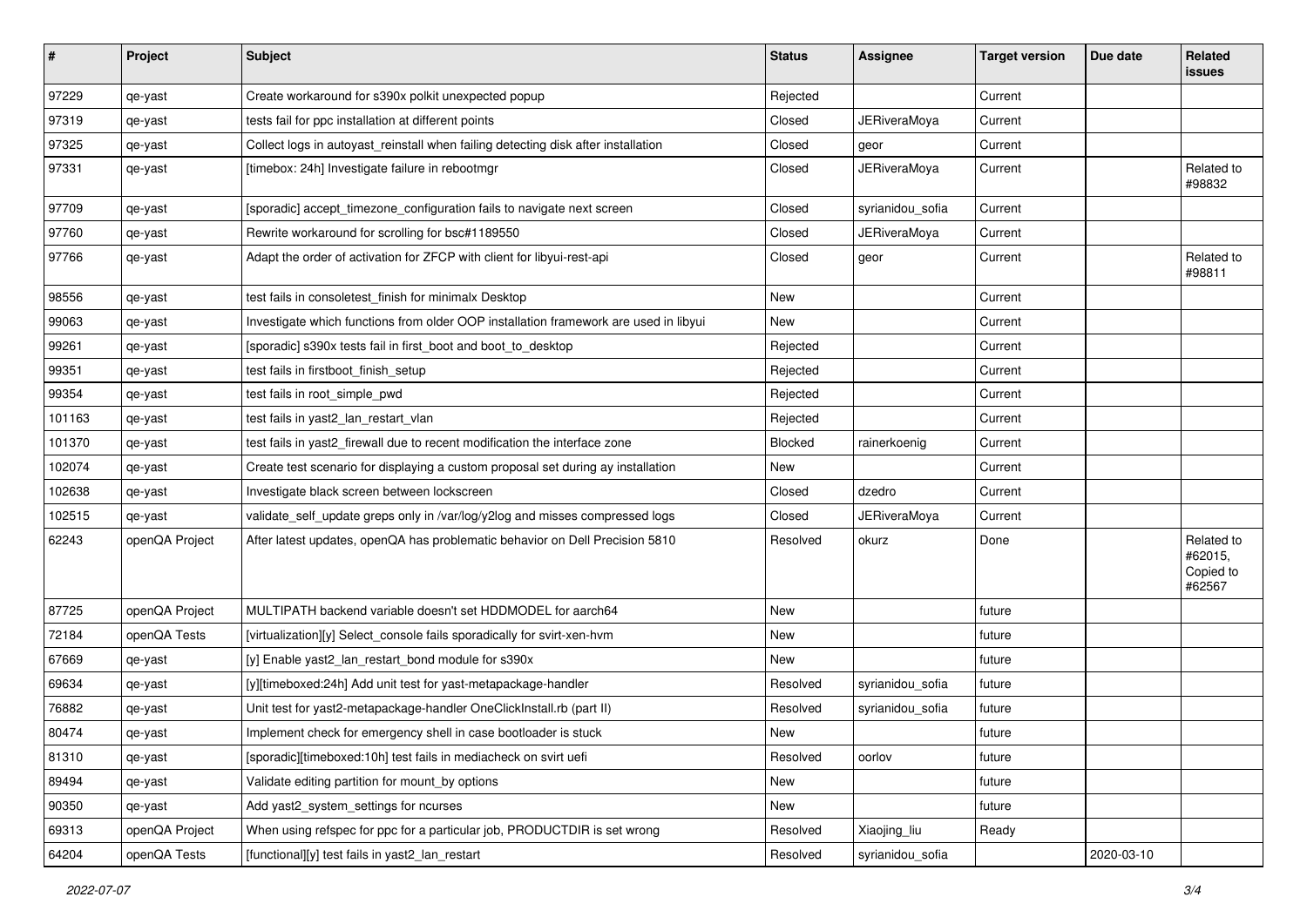| # | Project | Subject | Status | Assignee | Target version | Due date | Related issues |
|---|---|---|---|---|---|---|---|
| 97229 | qe-yast | Create workaround for s390x polkit unexpected popup | Rejected | | Current | | |
| 97319 | qe-yast | tests fail for ppc installation at different points | Closed | JERiveraMoya | Current | | |
| 97325 | qe-yast | Collect logs in autoyast_reinstall when failing detecting disk after installation | Closed | geor | Current | | |
| 97331 | qe-yast | [timebox: 24h] Investigate failure in rebootmgr | Closed | JERiveraMoya | Current | | Related to #98832 |
| 97709 | qe-yast | [sporadic] accept_timezone_configuration fails to navigate next screen | Closed | syrianidou_sofia | Current | | |
| 97760 | qe-yast | Rewrite workaround for scrolling for bsc#1189550 | Closed | JERiveraMoya | Current | | |
| 97766 | qe-yast | Adapt the order of activation for ZFCP with client for libyui-rest-api | Closed | geor | Current | | Related to #98811 |
| 98556 | qe-yast | test fails in consoletest_finish for minimalx Desktop | New | | Current | | |
| 99063 | qe-yast | Investigate which functions from older OOP installation framework are used in libyui | New | | Current | | |
| 99261 | qe-yast | [sporadic] s390x tests fail in first_boot and boot_to_desktop | Rejected | | Current | | |
| 99351 | qe-yast | test fails in firstboot_finish_setup | Rejected | | Current | | |
| 99354 | qe-yast | test fails in root_simple_pwd | Rejected | | Current | | |
| 101163 | qe-yast | test fails in yast2_lan_restart_vlan | Rejected | | Current | | |
| 101370 | qe-yast | test fails in yast2_firewall due to recent modification the interface zone | Blocked | rainerkoenig | Current | | |
| 102074 | qe-yast | Create test scenario for displaying a custom proposal set during ay installation | New | | Current | | |
| 102638 | qe-yast | Investigate black screen between lockscreen | Closed | dzedro | Current | | |
| 102515 | qe-yast | validate_self_update greps only in /var/log/y2log and misses compressed logs | Closed | JERiveraMoya | Current | | |
| 62243 | openQA Project | After latest updates, openQA has problematic behavior on Dell Precision 5810 | Resolved | okurz | Done | | Related to #62015, Copied to #62567 |
| 87725 | openQA Project | MULTIPATH backend variable doesn't set HDDMODEL for aarch64 | New | | future | | |
| 72184 | openQA Tests | [virtualization][y] Select_console fails sporadically for svirt-xen-hvm | New | | future | | |
| 67669 | qe-yast | [y] Enable yast2_lan_restart_bond module for s390x | New | | future | | |
| 69634 | qe-yast | [y][timeboxed:24h] Add unit test for yast-metapackage-handler | Resolved | syrianidou_sofia | future | | |
| 76882 | qe-yast | Unit test for yast2-metapackage-handler OneClickInstall.rb (part II) | Resolved | syrianidou_sofia | future | | |
| 80474 | qe-yast | Implement check for emergency shell in case bootloader is stuck | New | | future | | |
| 81310 | qe-yast | [sporadic][timeboxed:10h] test fails in mediacheck on svirt uefi | Resolved | oorlov | future | | |
| 89494 | qe-yast | Validate editing partition for mount_by options | New | | future | | |
| 90350 | qe-yast | Add yast2_system_settings for ncurses | New | | future | | |
| 69313 | openQA Project | When using refspec for ppc for a particular job, PRODUCTDIR is set wrong | Resolved | Xiaojing_liu | Ready | | |
| 64204 | openQA Tests | [functional][y] test fails in yast2_lan_restart | Resolved | syrianidou_sofia | | 2020-03-10 | |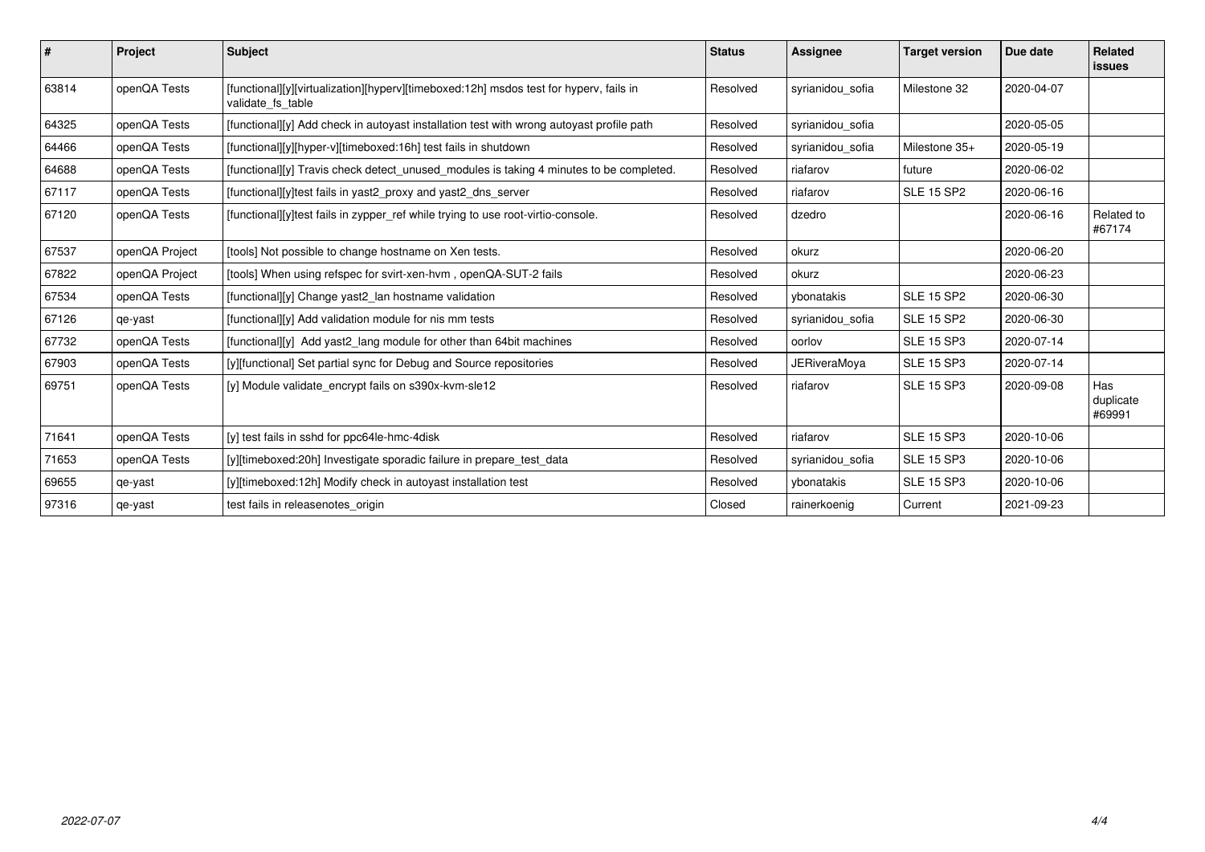| # | Project | Subject | Status | Assignee | Target version | Due date | Related issues |
|---|---|---|---|---|---|---|---|
| 63814 | openQA Tests | [functional][y][virtualization][hyperv][timeboxed:12h] msdos test for hyperv, fails in validate_fs_table | Resolved | syrianidou_sofia | Milestone 32 | 2020-04-07 | |
| 64325 | openQA Tests | [functional][y] Add check in autoyast installation test with wrong autoyast profile path | Resolved | syrianidou_sofia | | 2020-05-05 | |
| 64466 | openQA Tests | [functional][y][hyper-v][timeboxed:16h] test fails in shutdown | Resolved | syrianidou_sofia | Milestone 35+ | 2020-05-19 | |
| 64688 | openQA Tests | [functional][y] Travis check detect_unused_modules is taking 4 minutes to be completed. | Resolved | riafarov | future | 2020-06-02 | |
| 67117 | openQA Tests | [functional][y]test fails in yast2_proxy and yast2_dns_server | Resolved | riafarov | SLE 15 SP2 | 2020-06-16 | |
| 67120 | openQA Tests | [functional][y]test fails in zypper_ref while trying to use root-virtio-console. | Resolved | dzedro | | 2020-06-16 | Related to #67174 |
| 67537 | openQA Project | [tools] Not possible to change hostname on Xen tests. | Resolved | okurz | | 2020-06-20 | |
| 67822 | openQA Project | [tools] When using refspec for svirt-xen-hvm , openQA-SUT-2 fails | Resolved | okurz | | 2020-06-23 | |
| 67534 | openQA Tests | [functional][y] Change yast2_lan hostname validation | Resolved | ybonatakis | SLE 15 SP2 | 2020-06-30 | |
| 67126 | qe-yast | [functional][y] Add validation module for nis mm tests | Resolved | syrianidou_sofia | SLE 15 SP2 | 2020-06-30 | |
| 67732 | openQA Tests | [functional][y] Add yast2_lang module for other than 64bit machines | Resolved | oorlov | SLE 15 SP3 | 2020-07-14 | |
| 67903 | openQA Tests | [y][functional] Set partial sync for Debug and Source repositories | Resolved | JERiveraMoya | SLE 15 SP3 | 2020-07-14 | |
| 69751 | openQA Tests | [y] Module validate_encrypt fails on s390x-kvm-sle12 | Resolved | riafarov | SLE 15 SP3 | 2020-09-08 | Has duplicate #69991 |
| 71641 | openQA Tests | [y] test fails in sshd for ppc64le-hmc-4disk | Resolved | riafarov | SLE 15 SP3 | 2020-10-06 | |
| 71653 | openQA Tests | [y][timeboxed:20h] Investigate sporadic failure in prepare_test_data | Resolved | syrianidou_sofia | SLE 15 SP3 | 2020-10-06 | |
| 69655 | qe-yast | [y][timeboxed:12h] Modify check in autoyast installation test | Resolved | ybonatakis | SLE 15 SP3 | 2020-10-06 | |
| 97316 | qe-yast | test fails in releasenotes_origin | Closed | rainerkoenig | Current | 2021-09-23 | |